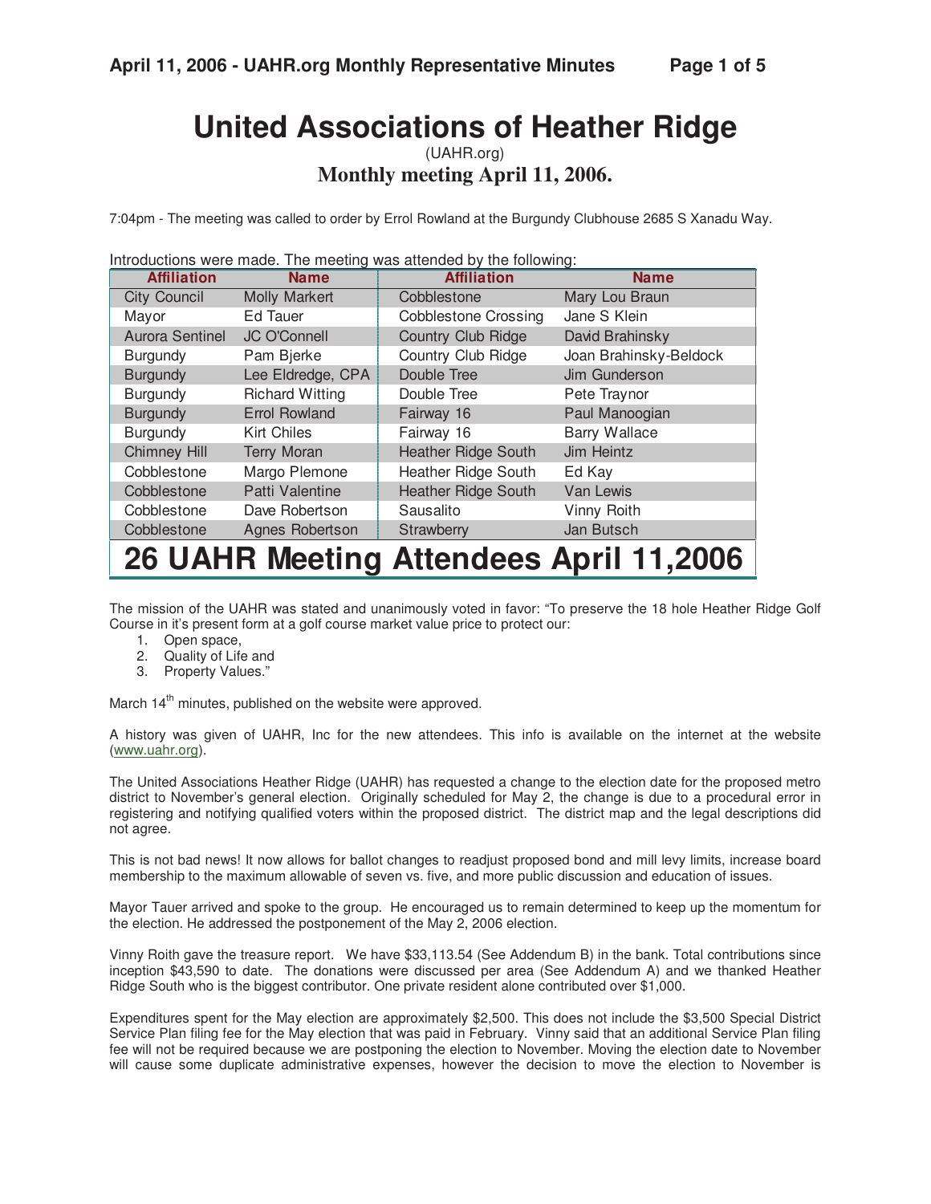# United Associations of Heather Ridge

(UAHR.org)

## Monthly meeting April 11, 2006.

7:04pm - The meeting was called to order by Errol Rowland at the Burgundy Clubhouse 2685 S Xanadu Way.

Introductions were made. The meeting was attended by the following:

| Affiliation | Name | Affiliation | Name |
|---|---|---|---|
| City Council | Molly Markert | Cobblestone | Mary Lou Braun |
| Mayor | Ed Tauer | Cobblestone Crossing | Jane S Klein |
| Aurora Sentinel | JC O'Connell | Country Club Ridge | David Brahinsky |
| Burgundy | Pam Bjerke | Country Club Ridge | Joan Brahinsky-Beldock |
| Burgundy | Lee Eldredge, CPA | Double Tree | Jim Gunderson |
| Burgundy | Richard Witting | Double Tree | Pete Traynor |
| Burgundy | Errol Rowland | Fairway 16 | Paul Manoogian |
| Burgundy | Kirt Chiles | Fairway 16 | Barry Wallace |
| Chimney Hill | Terry Moran | Heather Ridge South | Jim Heintz |
| Cobblestone | Margo Plemone | Heather Ridge South | Ed Kay |
| Cobblestone | Patti Valentine | Heather Ridge South | Van Lewis |
| Cobblestone | Dave Robertson | Sausalito | Vinny Roith |
| Cobblestone | Agnes Robertson | Strawberry | Jan Butsch |

**26 UAHR Meeting Attendees April 11,2006**

The mission of the UAHR was stated and unanimously voted in favor: "To preserve the 18 hole Heather Ridge Golf Course in it's present form at a golf course market value price to protect our:

1. Open space,
2. Quality of Life and
3. Property Values."

March 14th minutes, published on the website were approved.

A history was given of UAHR, Inc for the new attendees. This info is available on the internet at the website (www.uahr.org).

The United Associations Heather Ridge (UAHR) has requested a change to the election date for the proposed metro district to November's general election. Originally scheduled for May 2, the change is due to a procedural error in registering and notifying qualified voters within the proposed district. The district map and the legal descriptions did not agree.

This is not bad news! It now allows for ballot changes to readjust proposed bond and mill levy limits, increase board membership to the maximum allowable of seven vs. five, and more public discussion and education of issues.

Mayor Tauer arrived and spoke to the group. He encouraged us to remain determined to keep up the momentum for the election. He addressed the postponement of the May 2, 2006 election.

Vinny Roith gave the treasure report. We have $33,113.54 (See Addendum B) in the bank. Total contributions since inception $43,590 to date. The donations were discussed per area (See Addendum A) and we thanked Heather Ridge South who is the biggest contributor. One private resident alone contributed over $1,000.

Expenditures spent for the May election are approximately $2,500. This does not include the $3,500 Special District Service Plan filing fee for the May election that was paid in February. Vinny said that an additional Service Plan filing fee will not be required because we are postponing the election to November. Moving the election date to November will cause some duplicate administrative expenses, however the decision to move the election to November is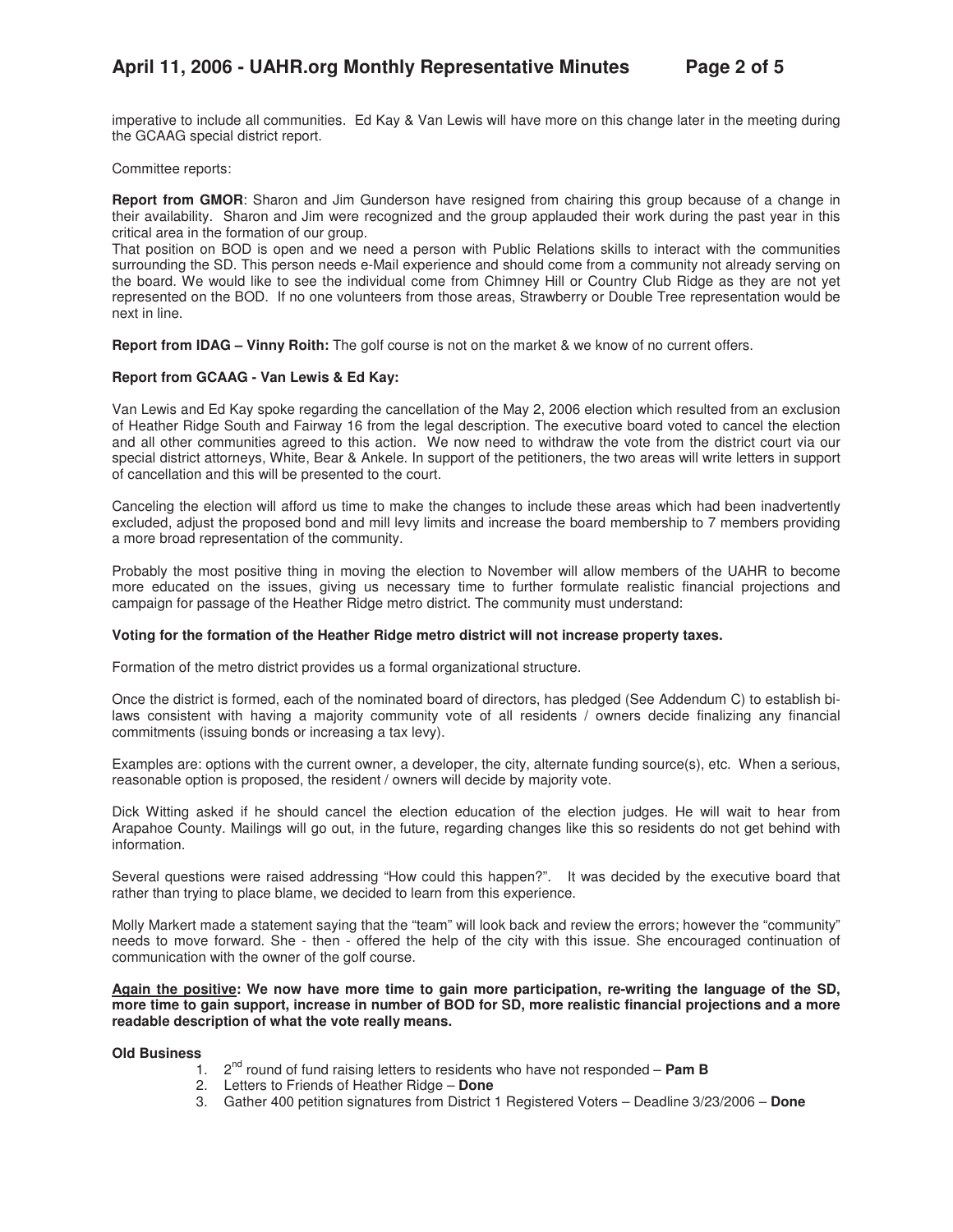imperative to include all communities. Ed Kay & Van Lewis will have more on this change later in the meeting during the GCAAG special district report.

Committee reports:

**Report from GMOR**: Sharon and Jim Gunderson have resigned from chairing this group because of a change in their availability. Sharon and Jim were recognized and the group applauded their work during the past year in this critical area in the formation of our group.

That position on BOD is open and we need a person with Public Relations skills to interact with the communities surrounding the SD. This person needs e-Mail experience and should come from a community not already serving on the board. We would like to see the individual come from Chimney Hill or Country Club Ridge as they are not yet represented on the BOD. If no one volunteers from those areas, Strawberry or Double Tree representation would be next in line.

**Report from IDAG – Vinny Roith:** The golf course is not on the market & we know of no current offers.

**Report from GCAAG - Van Lewis & Ed Kay:**

Van Lewis and Ed Kay spoke regarding the cancellation of the May 2, 2006 election which resulted from an exclusion of Heather Ridge South and Fairway 16 from the legal description. The executive board voted to cancel the election and all other communities agreed to this action. We now need to withdraw the vote from the district court via our special district attorneys, White, Bear & Ankele. In support of the petitioners, the two areas will write letters in support of cancellation and this will be presented to the court.

Canceling the election will afford us time to make the changes to include these areas which had been inadvertently excluded, adjust the proposed bond and mill levy limits and increase the board membership to 7 members providing a more broad representation of the community.

Probably the most positive thing in moving the election to November will allow members of the UAHR to become more educated on the issues, giving us necessary time to further formulate realistic financial projections and campaign for passage of the Heather Ridge metro district. The community must understand:

**Voting for the formation of the Heather Ridge metro district will not increase property taxes.**

Formation of the metro district provides us a formal organizational structure.

Once the district is formed, each of the nominated board of directors, has pledged (See Addendum C) to establish bi-laws consistent with having a majority community vote of all residents / owners decide finalizing any financial commitments (issuing bonds or increasing a tax levy).

Examples are: options with the current owner, a developer, the city, alternate funding source(s), etc. When a serious, reasonable option is proposed, the resident / owners will decide by majority vote.

Dick Witting asked if he should cancel the election education of the election judges. He will wait to hear from Arapahoe County. Mailings will go out, in the future, regarding changes like this so residents do not get behind with information.

Several questions were raised addressing "How could this happen?". It was decided by the executive board that rather than trying to place blame, we decided to learn from this experience.

Molly Markert made a statement saying that the "team" will look back and review the errors; however the "community" needs to move forward. She - then - offered the help of the city with this issue. She encouraged continuation of communication with the owner of the golf course.

**Again the positive: We now have more time to gain more participation, re-writing the language of the SD, more time to gain support, increase in number of BOD for SD, more realistic financial projections and a more readable description of what the vote really means.**

**Old Business**

1. 2nd round of fund raising letters to residents who have not responded – **Pam B**
2. Letters to Friends of Heather Ridge – **Done**
3. Gather 400 petition signatures from District 1 Registered Voters – Deadline 3/23/2006 – **Done**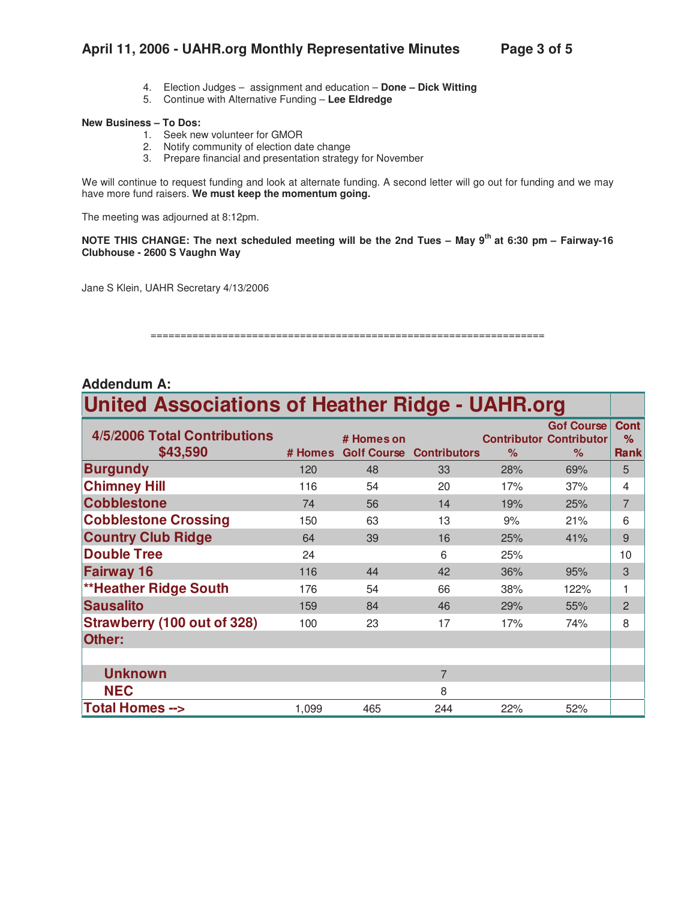4. Election Judges – assignment and education – **Done – Dick Witting**
5. Continue with Alternative Funding – **Lee Eldredge**

**New Business – To Dos:**

1. Seek new volunteer for GMOR
2. Notify community of election date change
3. Prepare financial and presentation strategy for November

We will continue to request funding and look at alternate funding. A second letter will go out for funding and we may have more fund raisers. **We must keep the momentum going.**

The meeting was adjourned at 8:12pm.

**NOTE THIS CHANGE: The next scheduled meeting will be the 2nd Tues – May 9th at 6:30 pm – Fairway-16 Clubhouse - 2600 S Vaughn Way**

Jane S Klein, UAHR Secretary 4/13/2006

================================================================

## Addendum A:

| United Associations of Heather Ridge - UAHR.org | | | | | | |
|---|---|---|---|---|---|---|
| **4/5/2006 Total Contributions $43,590** | **# Homes** | **# Homes on Golf Course** | **Contributors** | **Contributor %** | **Gof Course Contributor %** | **Cont % Rank** |
| **Burgundy** | 120 | 48 | 33 | 28% | 69% | 5 |
| **Chimney Hill** | 116 | 54 | 20 | 17% | 37% | 4 |
| **Cobblestone** | 74 | 56 | 14 | 19% | 25% | 7 |
| **Cobblestone Crossing** | 150 | 63 | 13 | 9% | 21% | 6 |
| **Country Club Ridge** | 64 | 39 | 16 | 25% | 41% | 9 |
| **Double Tree** | 24 | | 6 | 25% | | 10 |
| **Fairway 16** | 116 | 44 | 42 | 36% | 95% | 3 |
| **\*\*Heather Ridge South** | 176 | 54 | 66 | 38% | 122% | 1 |
| **Sausalito** | 159 | 84 | 46 | 29% | 55% | 2 |
| **Strawberry (100 out of 328)** | 100 | 23 | 17 | 17% | 74% | 8 |
| **Other:** | | | | | | |
| | | | | | | |
| **Unknown** | | | 7 | | | |
| **NEC** | | | 8 | | | |
| **Total Homes -->** | 1,099 | 465 | 244 | 22% | 52% | |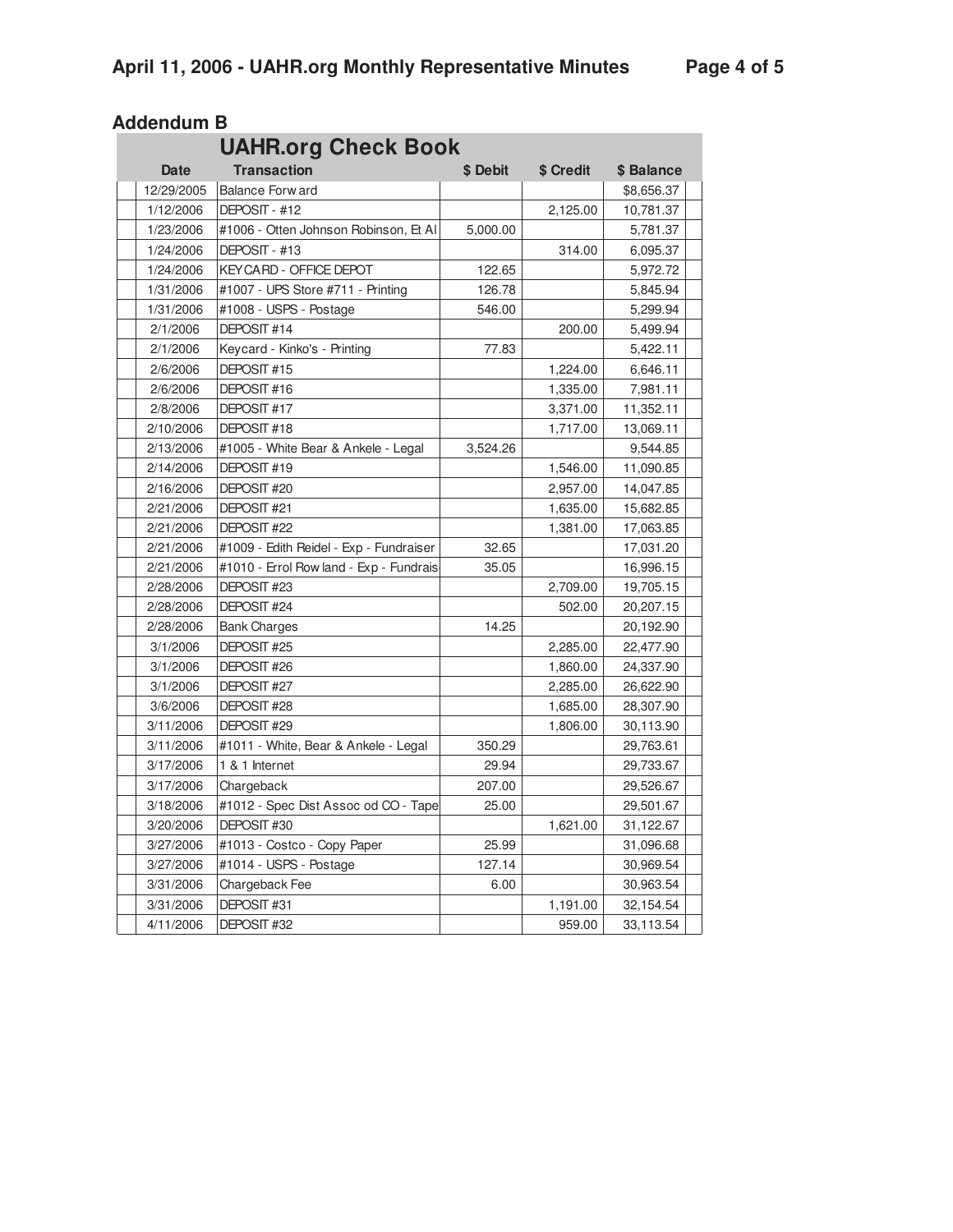## Addendum B

| Date | UAHR.org Check Book<br>Transaction | $ Debit | $ Credit | $ Balance |
|---|---|---|---|---|
| 12/29/2005 | Balance Forward | | | $8,656.37 |
| 1/12/2006 | DEPOSIT - #12 | | 2,125.00 | 10,781.37 |
| 1/23/2006 | #1006 - Otten Johnson Robinson, Et Al | 5,000.00 | | 5,781.37 |
| 1/24/2006 | DEPOSIT - #13 | | 314.00 | 6,095.37 |
| 1/24/2006 | KEYCARD - OFFICE DEPOT | 122.65 | | 5,972.72 |
| 1/31/2006 | #1007 - UPS Store #711 - Printing | 126.78 | | 5,845.94 |
| 1/31/2006 | #1008 - USPS - Postage | 546.00 | | 5,299.94 |
| 2/1/2006 | DEPOSIT #14 | | 200.00 | 5,499.94 |
| 2/1/2006 | Keycard - Kinko's - Printing | 77.83 | | 5,422.11 |
| 2/6/2006 | DEPOSIT #15 | | 1,224.00 | 6,646.11 |
| 2/6/2006 | DEPOSIT #16 | | 1,335.00 | 7,981.11 |
| 2/8/2006 | DEPOSIT #17 | | 3,371.00 | 11,352.11 |
| 2/10/2006 | DEPOSIT #18 | | 1,717.00 | 13,069.11 |
| 2/13/2006 | #1005 - White Bear & Ankele - Legal | 3,524.26 | | 9,544.85 |
| 2/14/2006 | DEPOSIT #19 | | 1,546.00 | 11,090.85 |
| 2/16/2006 | DEPOSIT #20 | | 2,957.00 | 14,047.85 |
| 2/21/2006 | DEPOSIT #21 | | 1,635.00 | 15,682.85 |
| 2/21/2006 | DEPOSIT #22 | | 1,381.00 | 17,063.85 |
| 2/21/2006 | #1009 - Edith Reidel - Exp - Fundraiser | 32.65 | | 17,031.20 |
| 2/21/2006 | #1010 - Errol Rowland - Exp - Fundrais | 35.05 | | 16,996.15 |
| 2/28/2006 | DEPOSIT #23 | | 2,709.00 | 19,705.15 |
| 2/28/2006 | DEPOSIT #24 | | 502.00 | 20,207.15 |
| 2/28/2006 | Bank Charges | 14.25 | | 20,192.90 |
| 3/1/2006 | DEPOSIT #25 | | 2,285.00 | 22,477.90 |
| 3/1/2006 | DEPOSIT #26 | | 1,860.00 | 24,337.90 |
| 3/1/2006 | DEPOSIT #27 | | 2,285.00 | 26,622.90 |
| 3/6/2006 | DEPOSIT #28 | | 1,685.00 | 28,307.90 |
| 3/11/2006 | DEPOSIT #29 | | 1,806.00 | 30,113.90 |
| 3/11/2006 | #1011 - White, Bear & Ankele - Legal | 350.29 | | 29,763.61 |
| 3/17/2006 | 1 & 1 Internet | 29.94 | | 29,733.67 |
| 3/17/2006 | Chargeback | 207.00 | | 29,526.67 |
| 3/18/2006 | #1012 - Spec Dist Assoc od CO - Tape | 25.00 | | 29,501.67 |
| 3/20/2006 | DEPOSIT #30 | | 1,621.00 | 31,122.67 |
| 3/27/2006 | #1013 - Costco - Copy Paper | 25.99 | | 31,096.68 |
| 3/27/2006 | #1014 - USPS - Postage | 127.14 | | 30,969.54 |
| 3/31/2006 | Chargeback Fee | 6.00 | | 30,963.54 |
| 3/31/2006 | DEPOSIT #31 | | 1,191.00 | 32,154.54 |
| 4/11/2006 | DEPOSIT #32 | | 959.00 | 33,113.54 |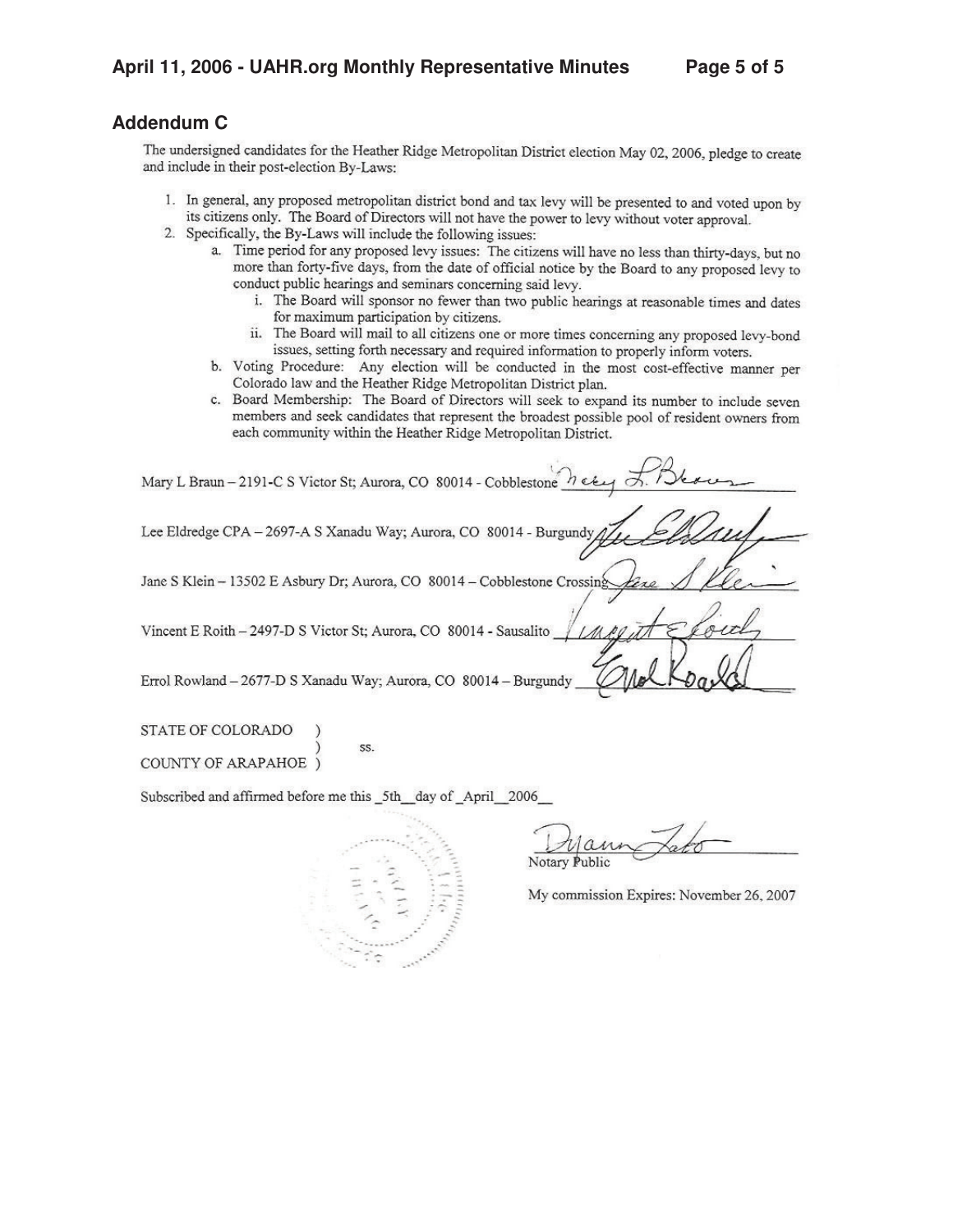## Addendum C

The undersigned candidates for the Heather Ridge Metropolitan District election May 02, 2006, pledge to create and include in their post-election By-Laws:

1. In general, any proposed metropolitan district bond and tax levy will be presented to and voted upon by its citizens only. The Board of Directors will not have the power to levy without voter approval.
2. Specifically, the By-Laws will include the following issues:
   a. Time period for any proposed levy issues: The citizens will have no less than thirty-days, but no more than forty-five days, from the date of official notice by the Board to any proposed levy to conduct public hearings and seminars concerning said levy.
      i. The Board will sponsor no fewer than two public hearings at reasonable times and dates for maximum participation by citizens.
      ii. The Board will mail to all citizens one or more times concerning any proposed levy-bond issues, setting forth necessary and required information to properly inform voters.
   b. Voting Procedure: Any election will be conducted in the most cost-effective manner per Colorado law and the Heather Ridge Metropolitan District plan.
   c. Board Membership: The Board of Directors will seek to expand its number to include seven members and seek candidates that represent the broadest possible pool of resident owners from each community within the Heather Ridge Metropolitan District.

Mary L Braun – 2191-C S Victor St; Aurora, CO 80014 - Cobblestone ________

Lee Eldredge CPA – 2697-A S Xanadu Way; Aurora, CO 80014 - Burgundy ________

Jane S Klein – 13502 E Asbury Dr; Aurora, CO 80014 – Cobblestone Crossing ________

Vincent E Roith – 2497-D S Victor St; Aurora, CO 80014 - Sausalito ________

Errol Rowland – 2677-D S Xanadu Way; Aurora, CO 80014 – Burgundy ________

STATE OF COLORADO )
) ss.
COUNTY OF ARAPAHOE )

Subscribed and affirmed before me this _5th__day of _April__2006__

________
Notary Public

My commission Expires: November 26, 2007